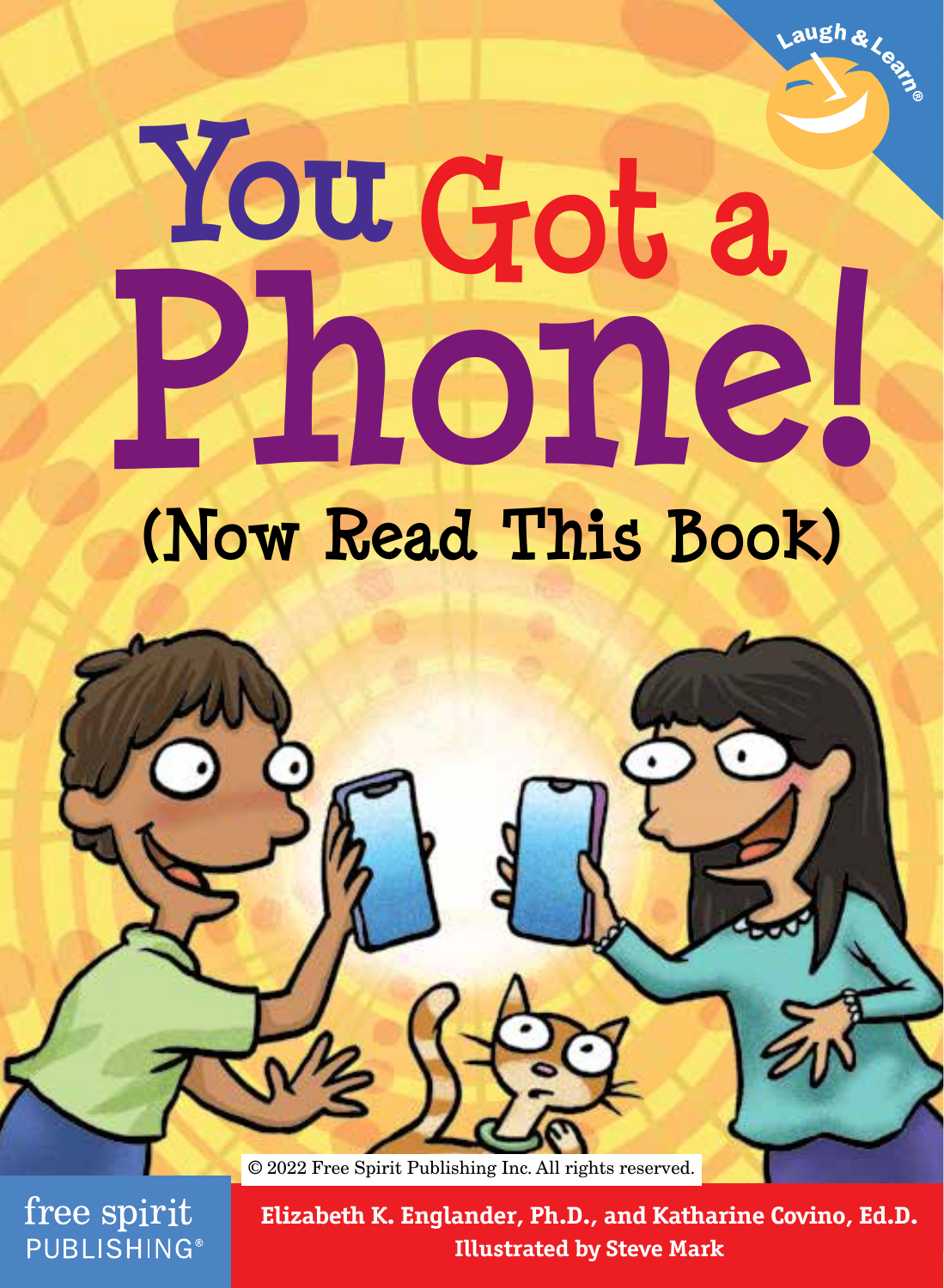Laugh & Learn®

# You Got a Phone!

## (Now Read This Book)

© 2022 Free Spirit Publishing Inc. All rights reserved.

free spirit PUBLISHING®

**Elizabeth K. Englander, Ph.D., and Katharine Covino, Ed.D.**
**Illustrated by Steve Mark**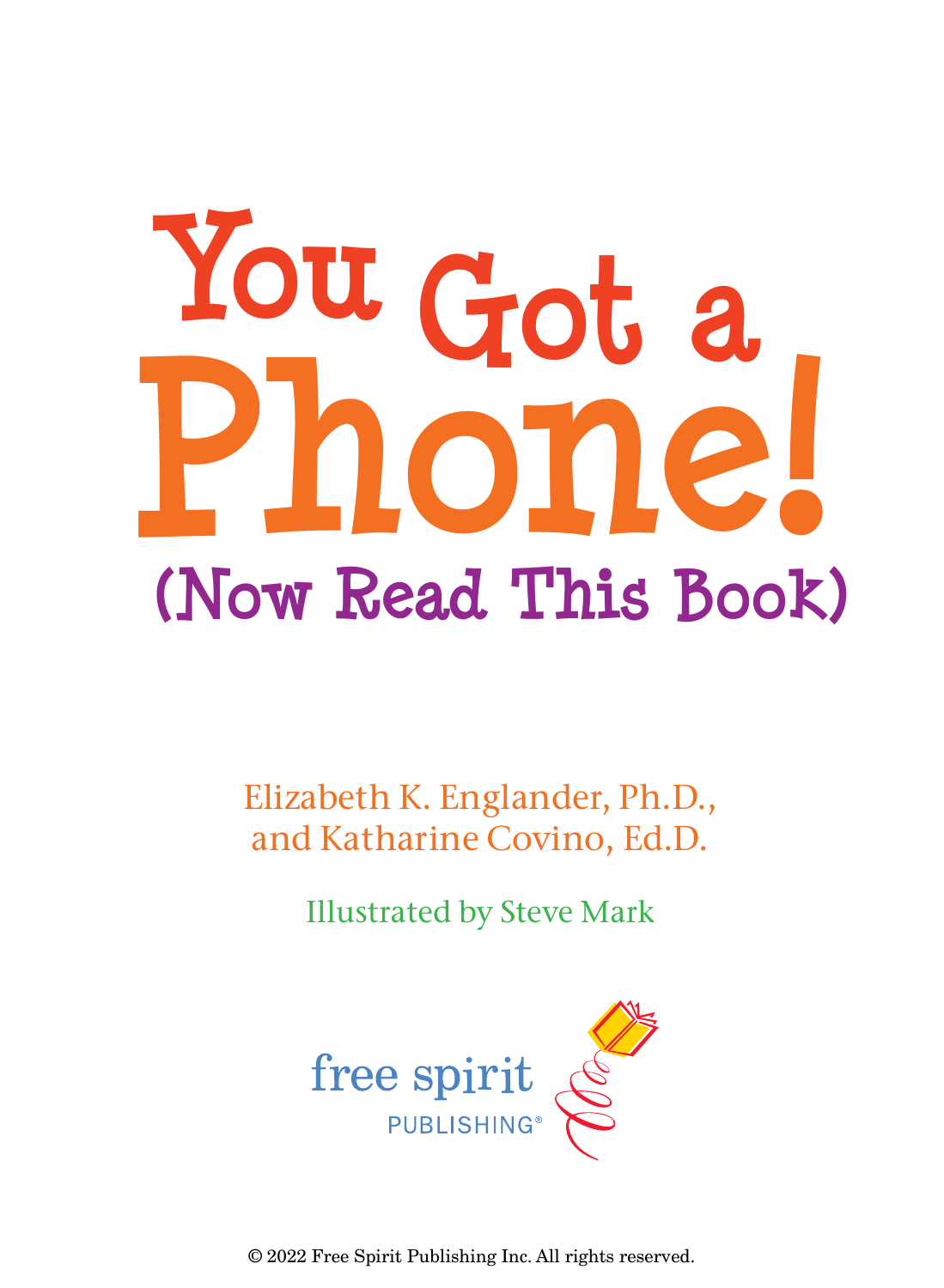# You Got a Phone!

## (Now Read This Book)

Elizabeth K. Englander, Ph.D., and Katharine Covino, Ed.D.

Illustrated by Steve Mark

free spirit PUBLISHING®

© 2022 Free Spirit Publishing Inc. All rights reserved.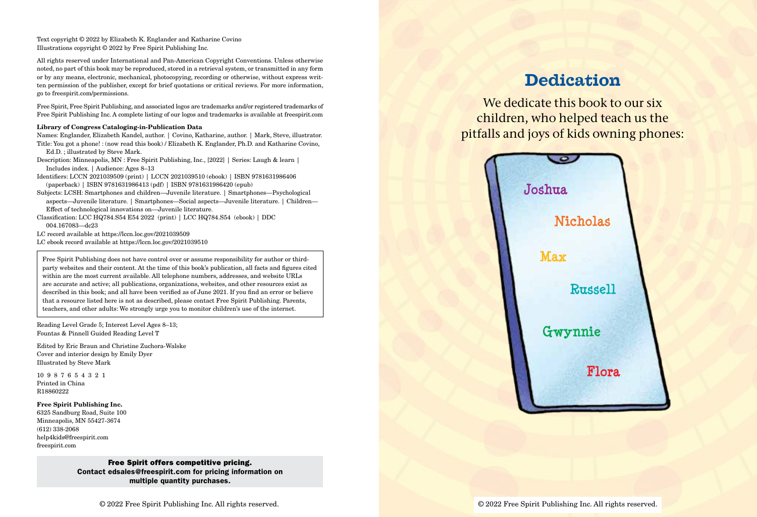Text copyright © 2022 by Elizabeth K. Englander and Katharine Covino
Illustrations copyright © 2022 by Free Spirit Publishing Inc.

All rights reserved under International and Pan-American Copyright Conventions. Unless otherwise noted, no part of this book may be reproduced, stored in a retrieval system, or transmitted in any form or by any means, electronic, mechanical, photocopying, recording or otherwise, without express written permission of the publisher, except for brief quotations or critical reviews. For more information, go to freespirit.com/permissions.

Free Spirit, Free Spirit Publishing, and associated logos are trademarks and/or registered trademarks of Free Spirit Publishing Inc. A complete listing of our logos and trademarks is available at freespirit.com

**Library of Congress Cataloging-in-Publication Data**

Names: Englander, Elizabeth Kandel, author. | Covino, Katharine, author. | Mark, Steve, illustrator.
Title: You got a phone! : (now read this book) / Elizabeth K. Englander, Ph.D. and Katharine Covino, Ed.D. ; illustrated by Steve Mark.
Description: Minneapolis, MN : Free Spirit Publishing, Inc., [2022] | Series: Laugh & learn | Includes index. | Audience: Ages 8–13
Identifiers: LCCN 2021039509 (print) | LCCN 2021039510 (ebook) | ISBN 9781631986406 (paperback) | ISBN 9781631986413 (pdf) | ISBN 9781631986420 (epub)
Subjects: LCSH: Smartphones and children—Juvenile literature. | Smartphones—Psychological aspects—Juvenile literature. | Smartphones—Social aspects—Juvenile literature. | Children—Effect of technological innovations on—Juvenile literature.
Classification: LCC HQ784.S54 E54 2022 (print) | LCC HQ784.S54 (ebook) | DDC 004.167083—dc23
LC record available at https://lccn.loc.gov/2021039509
LC ebook record available at https://lccn.loc.gov/2021039510

Free Spirit Publishing does not have control over or assume responsibility for author or third-party websites and their content. At the time of this book's publication, all facts and figures cited within are the most current available. All telephone numbers, addresses, and website URLs are accurate and active; all publications, organizations, websites, and other resources exist as described in this book; and all have been verified as of June 2021. If you find an error or believe that a resource listed here is not as described, please contact Free Spirit Publishing. Parents, teachers, and other adults: We strongly urge you to monitor children's use of the internet.

Reading Level Grade 5; Interest Level Ages 8–13;
Fountas & Pinnell Guided Reading Level T

Edited by Eric Braun and Christine Zuchora-Walske
Cover and interior design by Emily Dyer
Illustrated by Steve Mark

10 9 8 7 6 5 4 3 2 1
Printed in China
R18860222

**Free Spirit Publishing Inc.**
6325 Sandburg Road, Suite 100
Minneapolis, MN 55427-3674
(612) 338-2068
help4kids@freespirit.com
freespirit.com

**Free Spirit offers competitive pricing.**
**Contact edsales@freespirit.com for pricing information on multiple quantity purchases.**

© 2022 Free Spirit Publishing Inc. All rights reserved.

# Dedication

We dedicate this book to our six children, who helped teach us the pitfalls and joys of kids owning phones:

Joshua

Nicholas

Max

Russell

Gwynnie

Flora

© 2022 Free Spirit Publishing Inc. All rights reserved.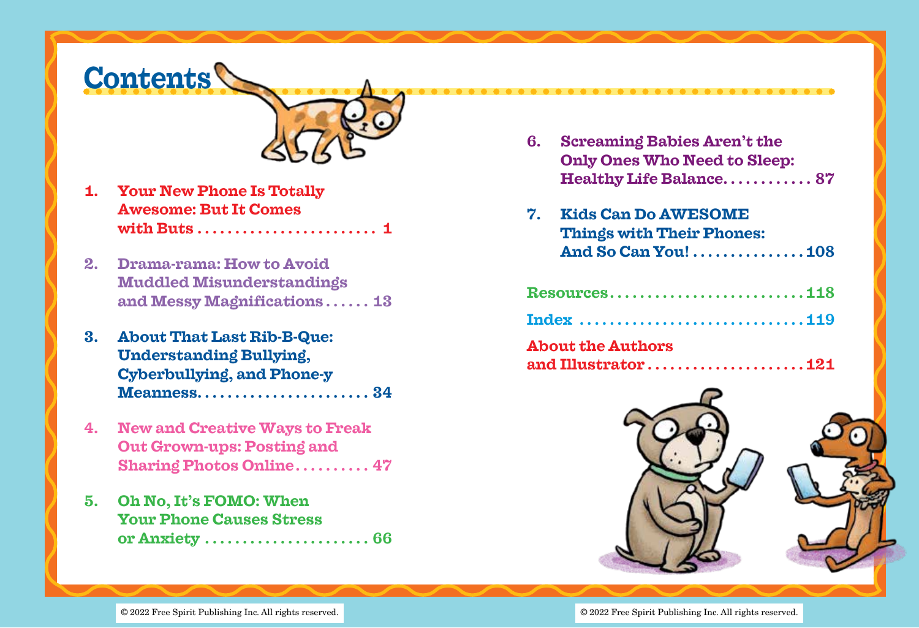# Contents

1. **Your New Phone Is Totally Awesome: But It Comes with Buts** ........................ 1

2. **Drama-rama: How to Avoid Muddled Misunderstandings and Messy Magnifications** ...... 13

3. **About That Last Rib-B-Que: Understanding Bullying, Cyberbullying, and Phone-y Meanness** ....................... 34

4. **New and Creative Ways to Freak Out Grown-ups: Posting and Sharing Photos Online** .......... 47

5. **Oh No, It's FOMO: When Your Phone Causes Stress or Anxiety** ...................... 66

6. **Screaming Babies Aren't the Only Ones Who Need to Sleep: Healthy Life Balance** ............ 87

7. **Kids Can Do AWESOME Things with Their Phones: And So Can You!** ............... 108

**Resources** .......................... 118

**Index** .............................. 119

**About the Authors and Illustrator** ..................... 121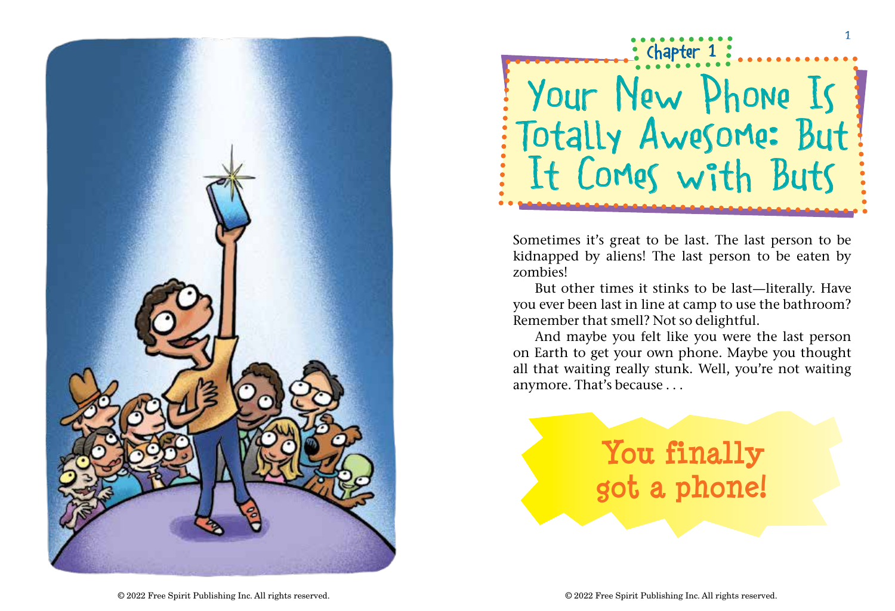Chapter 1

# Your New Phone Is Totally Awesome: But It Comes with Buts

Sometimes it's great to be last. The last person to be kidnapped by aliens! The last person to be eaten by zombies!

But other times it stinks to be last—literally. Have you ever been last in line at camp to use the bathroom? Remember that smell? Not so delightful.

And maybe you felt like you were the last person on Earth to get your own phone. Maybe you thought all that waiting really stunk. Well, you're not waiting anymore. That's because . . .

**You finally got a phone!**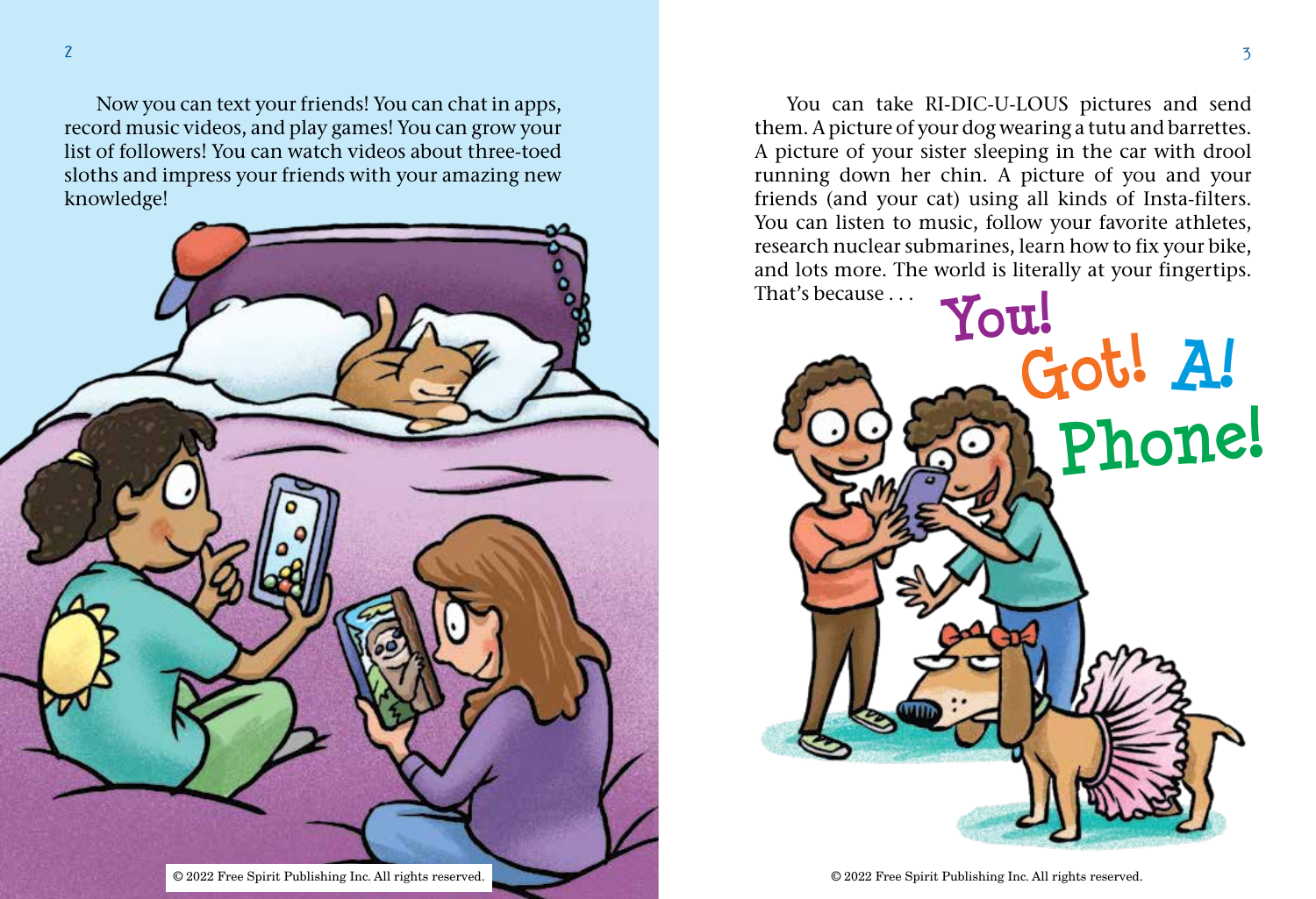Now you can text your friends! You can chat in apps, record music videos, and play games! You can grow your list of followers! You can watch videos about three-toed sloths and impress your friends with your amazing new knowledge!

You can take RI-DIC-U-LOUS pictures and send them. A picture of your dog wearing a tutu and barrettes. A picture of your sister sleeping in the car with drool running down her chin. A picture of you and your friends (and your cat) using all kinds of Insta-filters. You can listen to music, follow your favorite athletes, research nuclear submarines, learn how to fix your bike, and lots more. The world is literally at your fingertips. That's because . . .

**You! Got! A! Phone!**

© 2022 Free Spirit Publishing Inc. All rights reserved.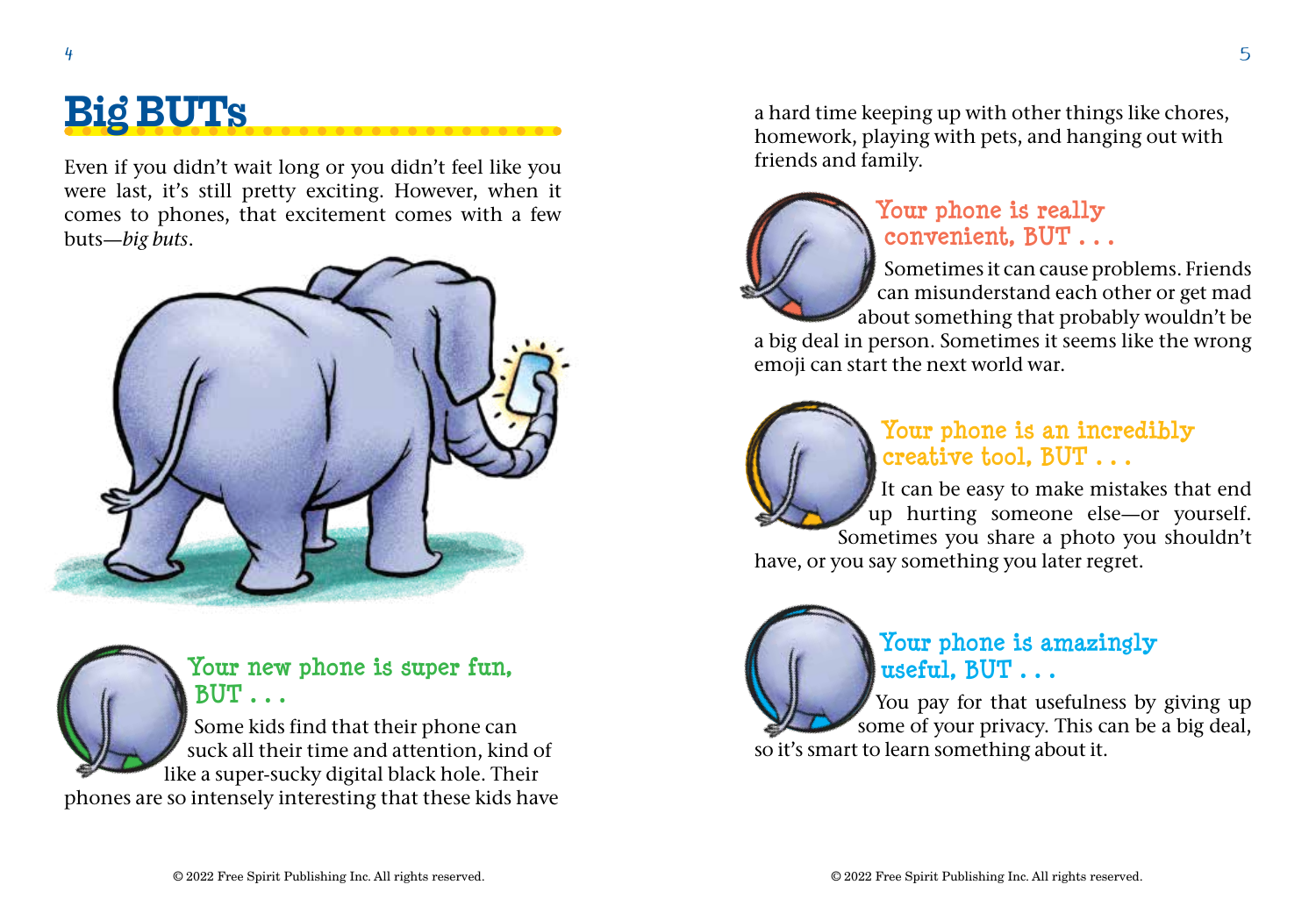# Big BUTs

Even if you didn't wait long or you didn't feel like you were last, it's still pretty exciting. However, when it comes to phones, that excitement comes with a few buts—*big buts*.

### Your new phone is super fun, BUT . . .

Some kids find that their phone can suck all their time and attention, kind of like a super-sucky digital black hole. Their phones are so intensely interesting that these kids have a hard time keeping up with other things like chores, homework, playing with pets, and hanging out with friends and family.

### Your phone is really convenient, BUT . . .

Sometimes it can cause problems. Friends can misunderstand each other or get mad about something that probably wouldn't be a big deal in person. Sometimes it seems like the wrong emoji can start the next world war.

### Your phone is an incredibly creative tool, BUT . . .

It can be easy to make mistakes that end up hurting someone else—or yourself. Sometimes you share a photo you shouldn't have, or you say something you later regret.

### Your phone is amazingly useful, BUT . . .

You pay for that usefulness by giving up some of your privacy. This can be a big deal, so it's smart to learn something about it.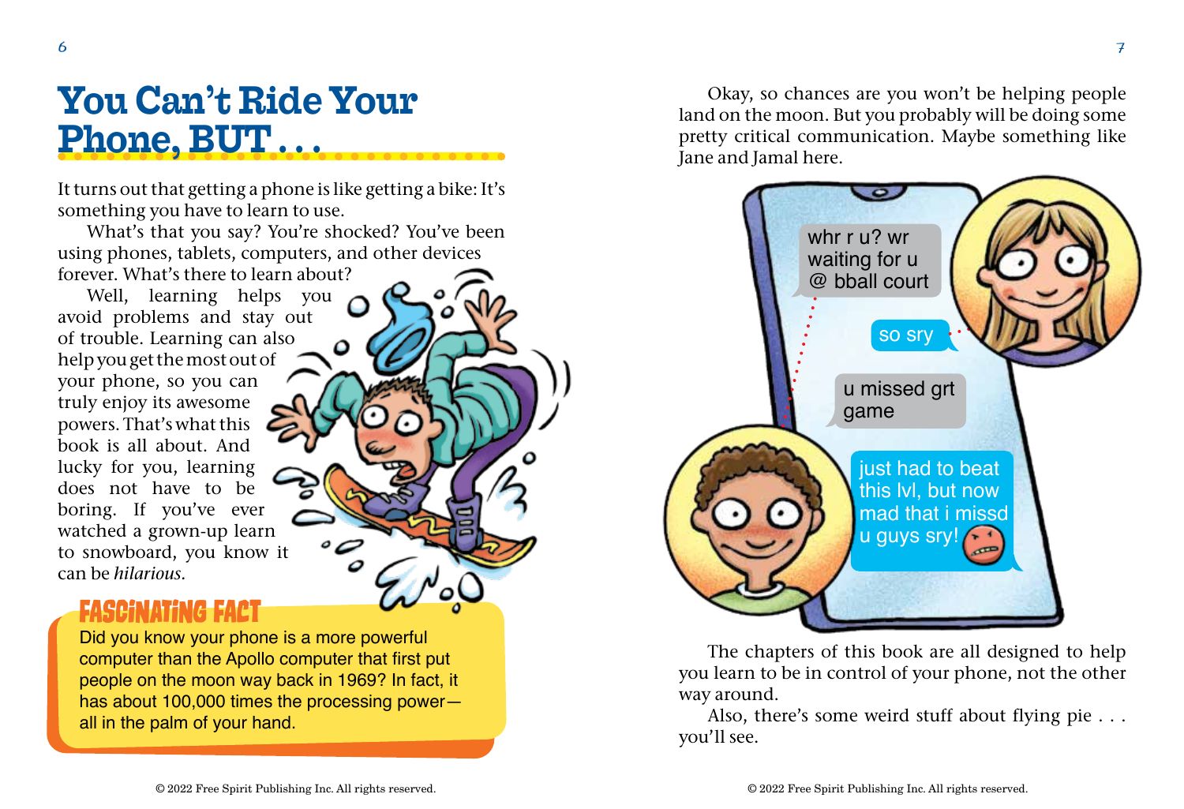# You Can't Ride Your Phone, BUT . . .

It turns out that getting a phone is like getting a bike: It's something you have to learn to use.

What's that you say? You're shocked? You've been using phones, tablets, computers, and other devices forever. What's there to learn about?

Well, learning helps you avoid problems and stay out of trouble. Learning can also help you get the most out of your phone, so you can truly enjoy its awesome powers. That's what this book is all about. And lucky for you, learning does not have to be boring. If you've ever watched a grown-up learn to snowboard, you know it can be *hilarious*.

### FASCINATING FACT

Did you know your phone is a more powerful computer than the Apollo computer that first put people on the moon way back in 1969? In fact, it has about 100,000 times the processing power—all in the palm of your hand.

Okay, so chances are you won't be helping people land on the moon. But you probably will be doing some pretty critical communication. Maybe something like Jane and Jamal here.

whr r u? wr waiting for u @ bball court

so sry

u missed grt game

just had to beat this lvl, but now mad that i missd u guys sry!

The chapters of this book are all designed to help you learn to be in control of your phone, not the other way around.

Also, there's some weird stuff about flying pie . . . you'll see.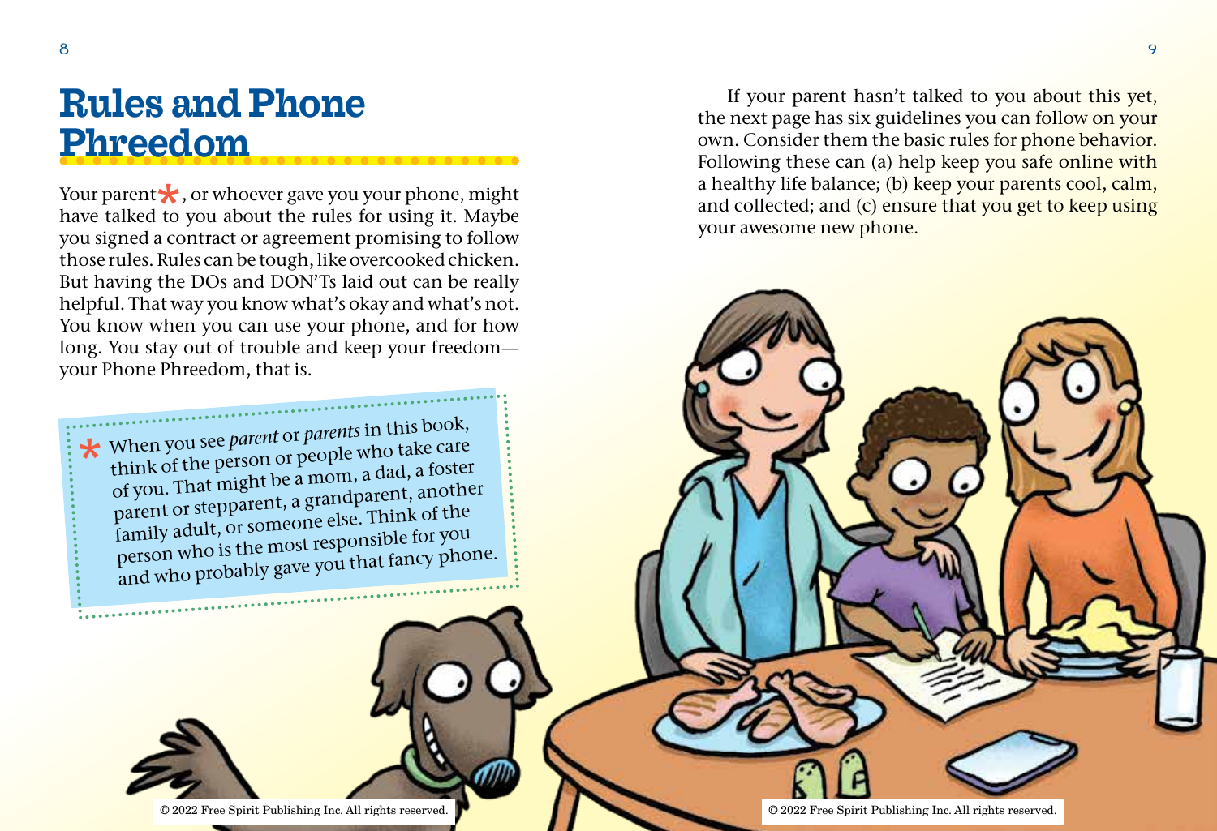# Rules and Phone Phreedom

Your parent*, or whoever gave you your phone, might have talked to you about the rules for using it. Maybe you signed a contract or agreement promising to follow those rules. Rules can be tough, like overcooked chicken. But having the DOs and DON'Ts laid out can be really helpful. That way you know what's okay and what's not. You know when you can use your phone, and for how long. You stay out of trouble and keep your freedom—your Phone Phreedom, that is.

> * When you see *parent* or *parents* in this book, think of the person or people who take care of you. That might be a mom, a dad, a foster parent or stepparent, a grandparent, another family adult, or someone else. Think of the person who is the most responsible for you and who probably gave you that fancy phone.

If your parent hasn't talked to you about this yet, the next page has six guidelines you can follow on your own. Consider them the basic rules for phone behavior. Following these can (a) help keep you safe online with a healthy life balance; (b) keep your parents cool, calm, and collected; and (c) ensure that you get to keep using your awesome new phone.

© 2022 Free Spirit Publishing Inc. All rights reserved.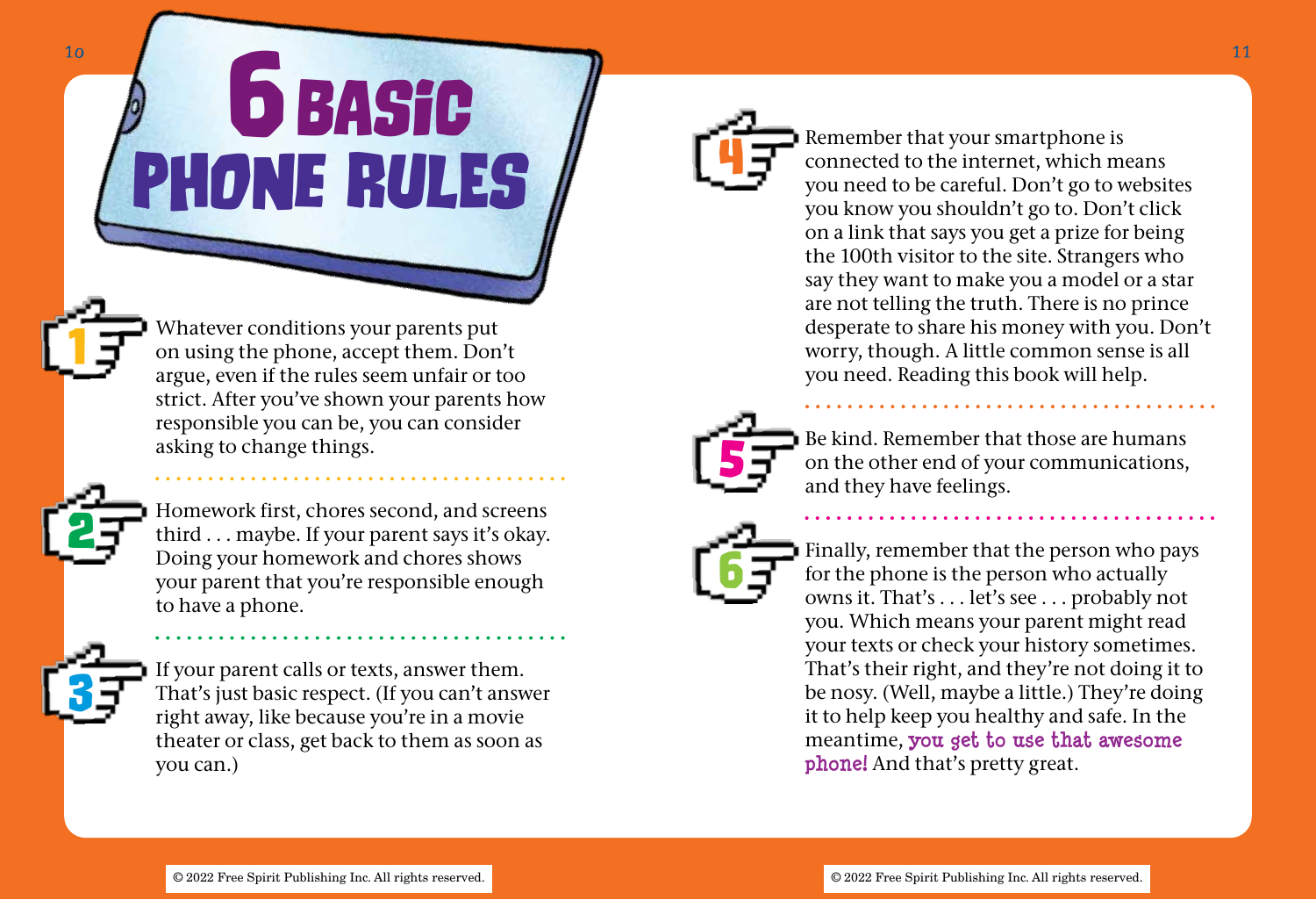# 6 Basic Phone Rules

1. Whatever conditions your parents put on using the phone, accept them. Don't argue, even if the rules seem unfair or too strict. After you've shown your parents how responsible you can be, you can consider asking to change things.

2. Homework first, chores second, and screens third . . . maybe. If your parent says it's okay. Doing your homework and chores shows your parent that you're responsible enough to have a phone.

3. If your parent calls or texts, answer them. That's just basic respect. (If you can't answer right away, like because you're in a movie theater or class, get back to them as soon as you can.)

4. Remember that your smartphone is connected to the internet, which means you need to be careful. Don't go to websites you know you shouldn't go to. Don't click on a link that says you get a prize for being the 100th visitor to the site. Strangers who say they want to make you a model or a star are not telling the truth. There is no prince desperate to share his money with you. Don't worry, though. A little common sense is all you need. Reading this book will help.

5. Be kind. Remember that those are humans on the other end of your communications, and they have feelings.

6. Finally, remember that the person who pays for the phone is the person who actually owns it. That's . . . let's see . . . probably not you. Which means your parent might read your texts or check your history sometimes. That's their right, and they're not doing it to be nosy. (Well, maybe a little.) They're doing it to help keep you healthy and safe. In the meantime, **you get to use that awesome phone!** And that's pretty great.

© 2022 Free Spirit Publishing Inc. All rights reserved.

© 2022 Free Spirit Publishing Inc. All rights reserved.